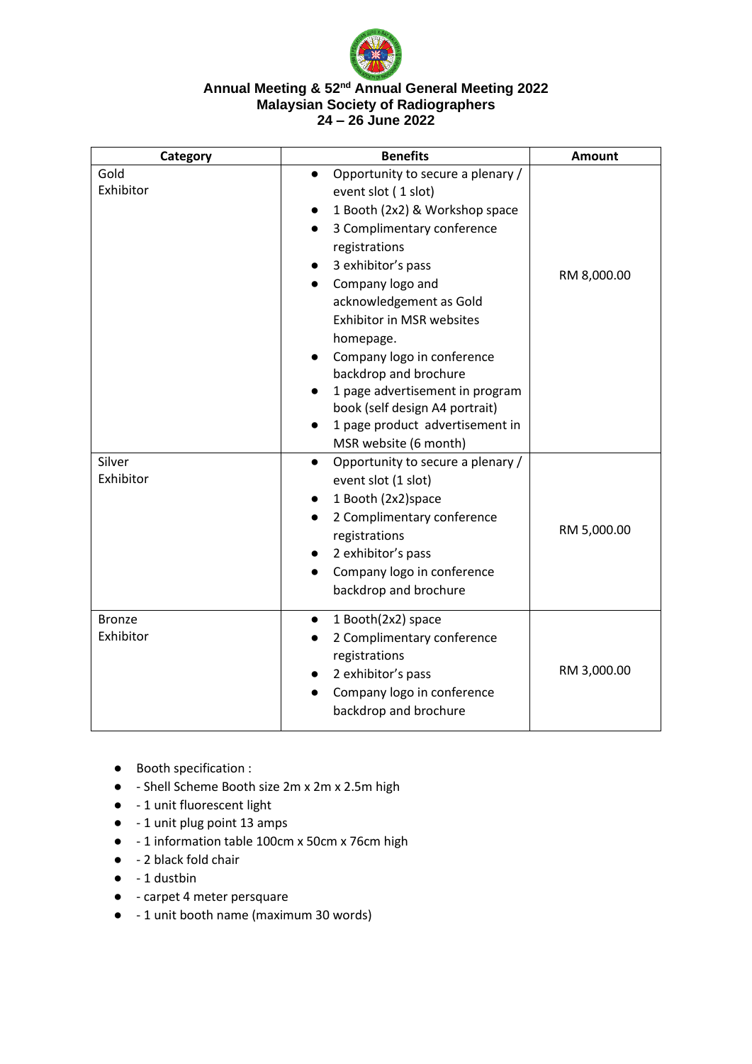**Annual Meeting & 52nd Annual General Meeting 2022**
**Malaysian Society of Radiographers**
**24 – 26 June 2022**

| Category | Benefits | Amount |
|---|---|---|
| Gold Exhibitor | • Opportunity to secure a plenary / event slot ( 1 slot)<br>• 1 Booth (2x2) & Workshop space<br>• 3 Complimentary conference registrations<br>• 3 exhibitor's pass<br>• Company logo and acknowledgement as Gold Exhibitor in MSR websites homepage.<br>• Company logo in conference backdrop and brochure<br>• 1 page advertisement in program book (self design A4 portrait)<br>• 1 page product advertisement in MSR website (6 month) | RM 8,000.00 |
| Silver Exhibitor | • Opportunity to secure a plenary / event slot (1 slot)<br>• 1 Booth (2x2)space<br>• 2 Complimentary conference registrations<br>• 2 exhibitor's pass<br>• Company logo in conference backdrop and brochure | RM 5,000.00 |
| Bronze Exhibitor | • 1 Booth(2x2) space<br>• 2 Complimentary conference registrations<br>• 2 exhibitor's pass<br>• Company logo in conference backdrop and brochure | RM 3,000.00 |

- Booth specification :
- - Shell Scheme Booth size 2m x 2m x 2.5m high
- - 1 unit fluorescent light
- - 1 unit plug point 13 amps
- - 1 information table 100cm x 50cm x 76cm high
- - 2 black fold chair
- - 1 dustbin
- - carpet 4 meter persquare
- - 1 unit booth name (maximum 30 words)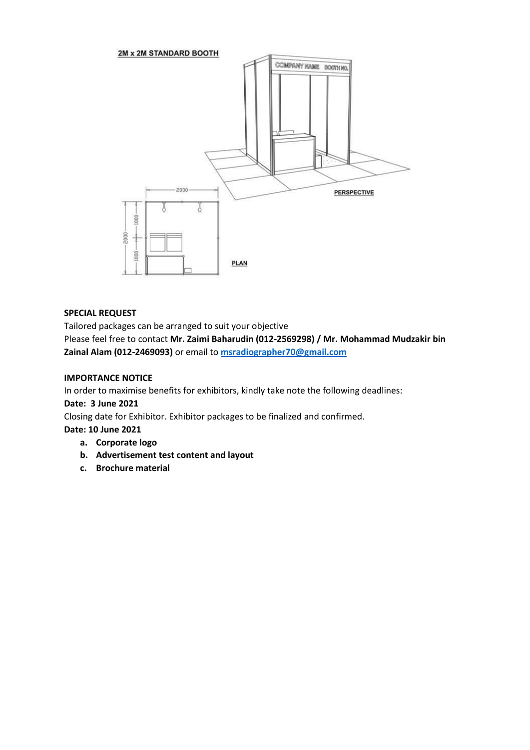**2M x 2M STANDARD BOOTH**

**SPECIAL REQUEST**

Tailored packages can be arranged to suit your objective

Please feel free to contact **Mr. Zaimi Baharudin (012-2569298) / Mr. Mohammad Mudzakir bin Zainal Alam (012-2469093)** or email to [msradiographer70@gmail.com](mailto:msradiographer70@gmail.com)

**IMPORTANCE NOTICE**

In order to maximise benefits for exhibitors, kindly take note the following deadlines:

**Date: 3 June 2021**

Closing date for Exhibitor. Exhibitor packages to be finalized and confirmed.

**Date: 10 June 2021**

a. **Corporate logo**
b. **Advertisement test content and layout**
c. **Brochure material**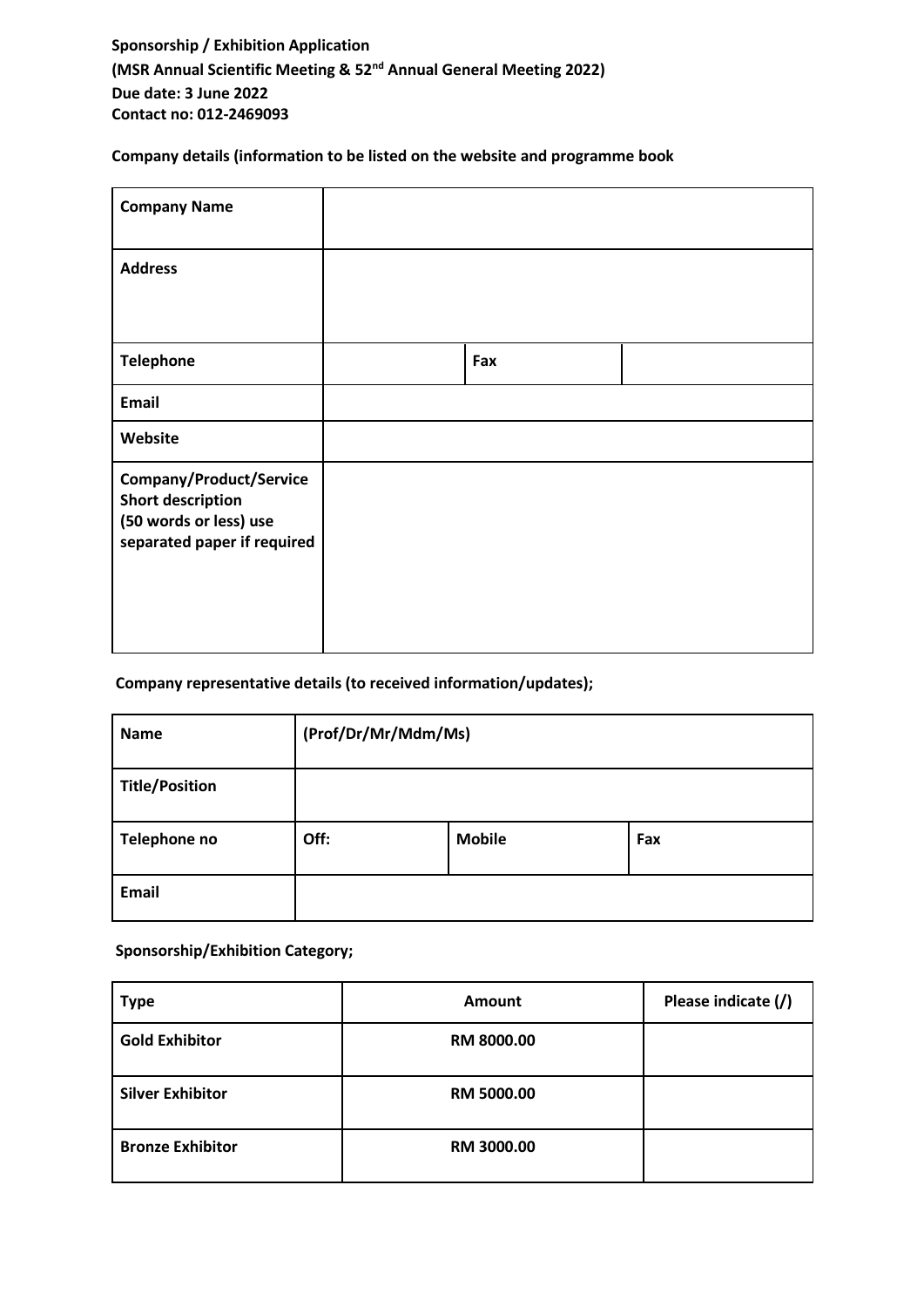**Sponsorship / Exhibition Application**
**(MSR Annual Scientific Meeting & 52nd Annual General Meeting 2022)**
**Due date: 3 June 2022**
**Contact no: 012-2469093**

**Company details (information to be listed on the website and programme book**

| | | | |
|---|---|---|---|
| **Company Name** | | | |
| **Address** | | | |
| **Telephone** | | **Fax** | |
| **Email** | | | |
| **Website** | | | |
| **Company/Product/Service Short description (50 words or less) use separated paper if required** | | | |

**Company representative details (to received information/updates);**

| | | | |
|---|---|---|---|
| **Name** | **(Prof/Dr/Mr/Mdm/Ms)** | | |
| **Title/Position** | | | |
| **Telephone no** | **Off:** | **Mobile** | **Fax** |
| **Email** | | | |

**Sponsorship/Exhibition Category;**

| **Type** | **Amount** | **Please indicate (/)** |
|---|---|---|
| **Gold Exhibitor** | **RM 8000.00** | |
| **Silver Exhibitor** | **RM 5000.00** | |
| **Bronze Exhibitor** | **RM 3000.00** | |